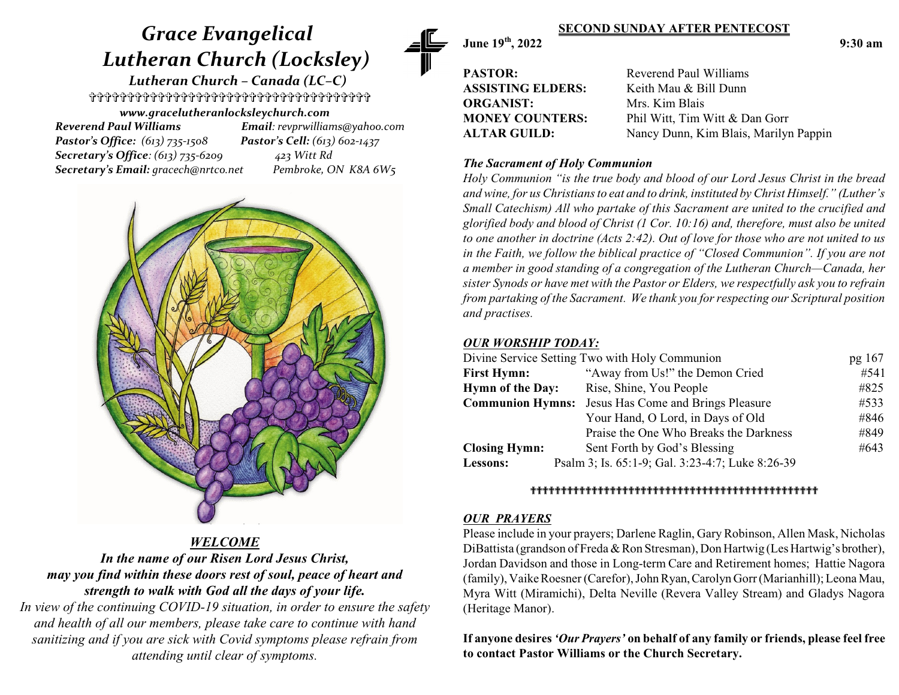# *Grace Evangelical Lutheran Church (Locksley)*

***Lutheran Church – Canada (LC–C)***

✞✞✞✞✞✞✞✞✞✞✞✞✞✞✞✞✞✞✞✞✞✞✞✞✞✞✞✞✞✞✞✞✞✞✞

***www.gracelutheranlocksleychurch.com***

***Reverend Paul Williams*** ***Email****: revprwilliams@yahoo.com*

***Pastor's Office:*** *(613) 735-1508* ***Pastor's Cell:*** *(613) 602-1437*

***Secretary's Office****: (613) 735-6209* *423 Witt Rd*

***Secretary's Email:*** *gracech@nrtco.net* *Pembroke, ON K8A 6W5*

## *WELCOME*

***In the name of our Risen Lord Jesus Christ, may you find within these doors rest of soul, peace of heart and strength to walk with God all the days of your life.***

*In view of the continuing COVID-19 situation, in order to ensure the safety and health of all our members, please take care to continue with hand sanitizing and if you are sick with Covid symptoms please refrain from attending until clear of symptoms.*

## SECOND SUNDAY AFTER PENTECOST

**June 19th, 2022** **9:30 am**

| | |
|---|---|
| **PASTOR:** | Reverend Paul Williams |
| **ASSISTING ELDERS:** | Keith Mau & Bill Dunn |
| **ORGANIST:** | Mrs. Kim Blais |
| **MONEY COUNTERS:** | Phil Witt, Tim Witt & Dan Gorr |
| **ALTAR GUILD:** | Nancy Dunn, Kim Blais, Marilyn Pappin |

***The Sacrament of Holy Communion***

*Holy Communion "is the true body and blood of our Lord Jesus Christ in the bread and wine, for us Christians to eat and to drink, instituted by Christ Himself." (Luther's Small Catechism) All who partake of this Sacrament are united to the crucified and glorified body and blood of Christ (1 Cor. 10:16) and, therefore, must also be united to one another in doctrine (Acts 2:42). Out of love for those who are not united to us in the Faith, we follow the biblical practice of "Closed Communion". If you are not a member in good standing of a congregation of the Lutheran Church—Canada, her sister Synods or have met with the Pastor or Elders, we respectfully ask you to refrain from partaking of the Sacrament. We thank you for respecting our Scriptural position and practises.*

### *OUR WORSHIP TODAY:*

| Divine Service Setting Two with Holy Communion | | pg 167 |
|---|---|---|
| **First Hymn:** | "Away from Us!" the Demon Cried | #541 |
| **Hymn of the Day:** | Rise, Shine, You People | #825 |
| **Communion Hymns:** | Jesus Has Come and Brings Pleasure | #533 |
| | Your Hand, O Lord, in Days of Old | #846 |
| | Praise the One Who Breaks the Darkness | #849 |
| **Closing Hymn:** | Sent Forth by God's Blessing | #643 |
| **Lessons:** | Psalm 3; Is. 65:1-9; Gal. 3:23-4:7; Luke 8:26-39 | |

✞✞✞✞✞✞✞✞✞✞✞✞✞✞✞✞✞✞✞✞✞✞✞✞✞✞✞✞✞✞✞✞✞✞✞✞✞✞✞✞✞✞✞✞✞

### *OUR PRAYERS*

Please include in your prayers; Darlene Raglin, Gary Robinson, Allen Mask, Nicholas DiBattista (grandson of Freda & Ron Stresman), Don Hartwig (Les Hartwig's brother), Jordan Davidson and those in Long-term Care and Retirement homes; Hattie Nagora (family), Vaike Roesner (Carefor), John Ryan, Carolyn Gorr (Marianhill); Leona Mau, Myra Witt (Miramichi), Delta Neville (Revera Valley Stream) and Gladys Nagora (Heritage Manor).

**If anyone desires *'Our Prayers'* on behalf of any family or friends, please feel free to contact Pastor Williams or the Church Secretary.**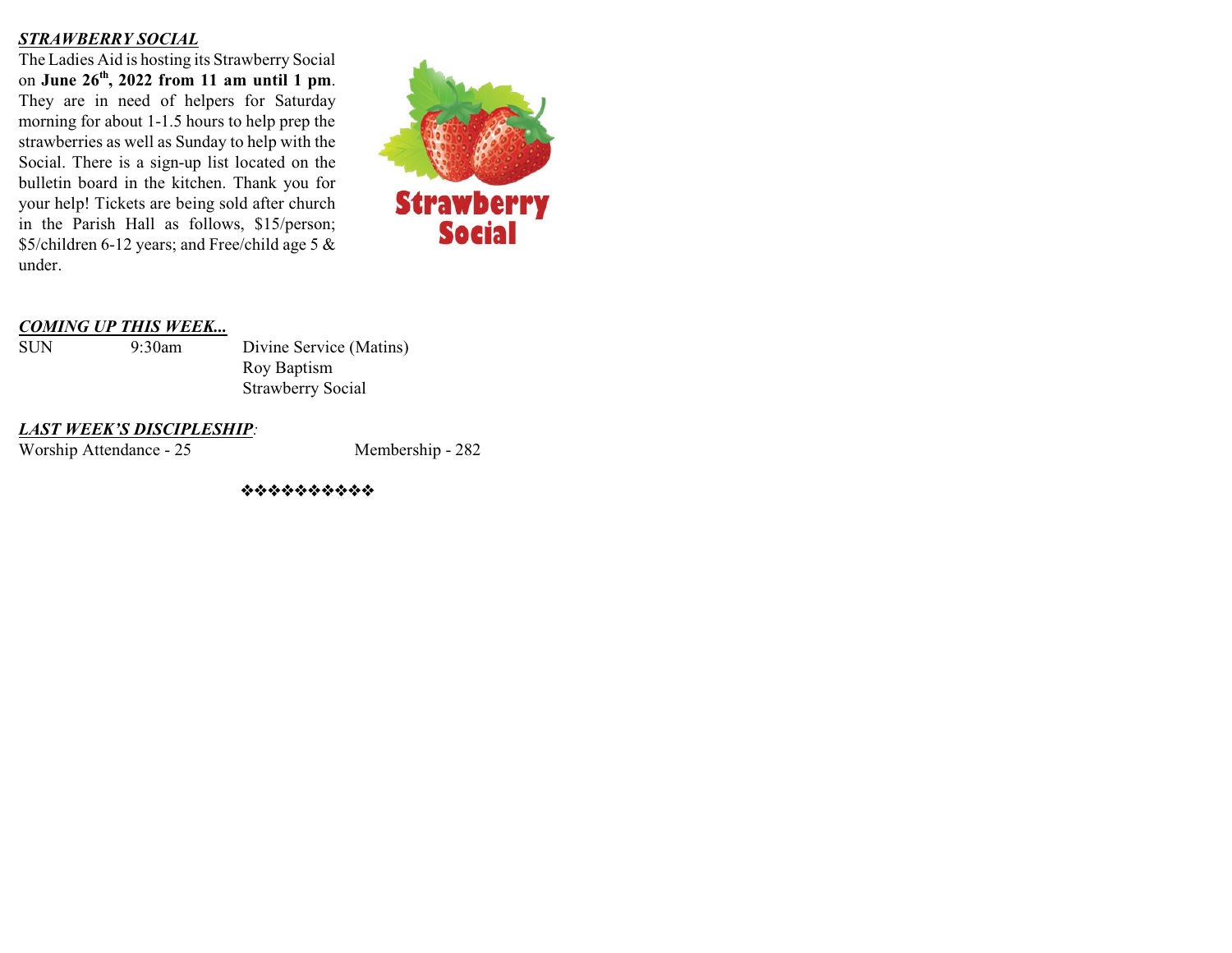***STRAWBERRY SOCIAL***

The Ladies Aid is hosting its Strawberry Social on **June 26th, 2022 from 11 am until 1 pm**. They are in need of helpers for Saturday morning for about 1-1.5 hours to help prep the strawberries as well as Sunday to help with the Social. There is a sign-up list located on the bulletin board in the kitchen. Thank you for your help! Tickets are being sold after church in the Parish Hall as follows, $15/person; $5/children 6-12 years; and Free/child age 5 & under.

Strawberry Social

***COMING UP THIS WEEK...***

| | | |
|---|---|---|
| SUN | 9:30am | Divine Service (Matins) |
| | | Roy Baptism |
| | | Strawberry Social |

***LAST WEEK'S DISCIPLESHIP:***

Worship Attendance - 25    Membership - 282

❖❖❖❖❖❖❖❖❖❖